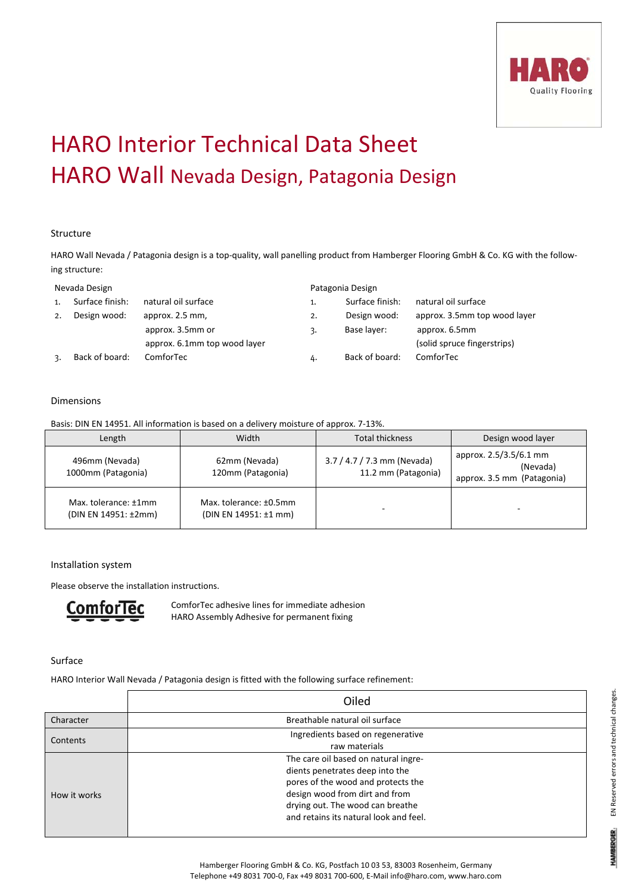# HARO Interior Technical Data Sheet

# HARO Wall Nevada Design, Patagonia Design

## Structure

HARO Wall Nevada / Patagonia design is a top-quality, wall panelling product from Hamberger Flooring GmbH & Co. KG with the following structure:

**Nevada Design**

1. Surface finish: natural oil surface
2. Design wood: approx. 2.5 mm, approx. 3.5mm or approx. 6.1mm top wood layer
3. Back of board: ComforTec

**Patagonia Design**

1. Surface finish: natural oil surface
2. Design wood: approx. 3.5mm top wood layer
3. Base layer: approx. 6.5mm (solid spruce fingerstrips)
4. Back of board: ComforTec

## Dimensions

Basis: DIN EN 14951. All information is based on a delivery moisture of approx. 7-13%.

| Length | Width | Total thickness | Design wood layer |
|---|---|---|---|
| 496mm (Nevada)<br>1000mm (Patagonia) | 62mm (Nevada)<br>120mm (Patagonia) | 3.7 / 4.7 / 7.3 mm (Nevada)<br>11.2 mm (Patagonia) | approx. 2.5/3.5/6.1 mm (Nevada)<br>approx. 3.5 mm (Patagonia) |
| Max. tolerance: ±1mm<br>(DIN EN 14951: ±2mm) | Max. tolerance: ±0.5mm<br>(DIN EN 14951: ±1 mm) | - | - |

## Installation system

Please observe the installation instructions.

ComforTec

ComforTec adhesive lines for immediate adhesion
HARO Assembly Adhesive for permanent fixing

## Surface

HARO Interior Wall Nevada / Patagonia design is fitted with the following surface refinement:

| | Oiled |
|---|---|
| Character | Breathable natural oil surface |
| Contents | Ingredients based on regenerative raw materials |
| How it works | The care oil based on natural ingredients penetrates deep into the pores of the wood and protects the design wood from dirt and from drying out. The wood can breathe and retains its natural look and feel. |

Hamberger Flooring GmbH & Co. KG, Postfach 10 03 53, 83003 Rosenheim, Germany
Telephone +49 8031 700-0, Fax +49 8031 700-600, E-Mail info@haro.com, www.haro.com

EN Reserved errors and technical changes.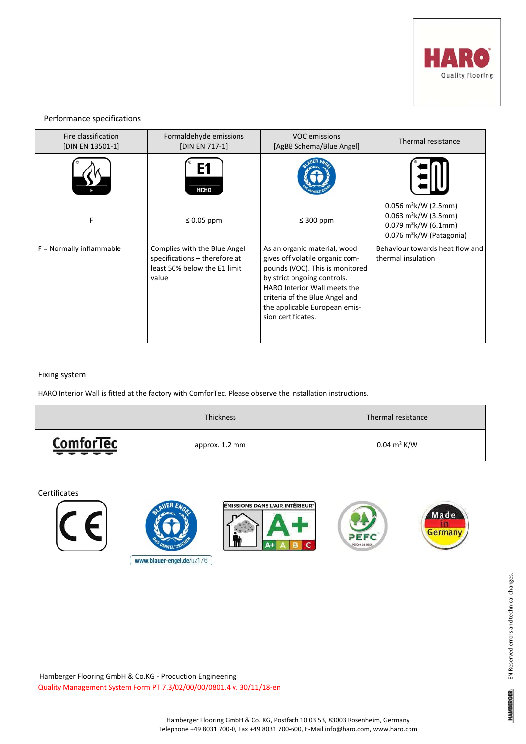Performance specifications

| Fire classification [DIN EN 13501-1] | Formaldehyde emissions [DIN EN 717-1] | VOC emissions [AgBB Schema/Blue Angel] | Thermal resistance |
|---|---|---|---|
| F | ≤ 0.05 ppm | ≤ 300 ppm | 0.056 m²k/W (2.5mm)<br>0.063 m²k/W (3.5mm)<br>0.079 m²k/W (6.1mm)<br>0.076 m²k/W (Patagonia) |
| F = Normally inflammable | Complies with the Blue Angel specifications – therefore at least 50% below the E1 limit value | As an organic material, wood gives off volatile organic compounds (VOC). This is monitored by strict ongoing controls. HARO Interior Wall meets the criteria of the Blue Angel and the applicable European emission certificates. | Behaviour towards heat flow and thermal insulation |

Fixing system

HARO Interior Wall is fitted at the factory with ComforTec. Please observe the installation instructions.

| | Thickness | Thermal resistance |
|---|---|---|
| ComforTec | approx. 1.2 mm | 0.04 m² K/W |

Certificates

www.blauer-engel.de/uz176

Hamberger Flooring GmbH & Co.KG - Production Engineering
Quality Management System Form PT 7.3/02/00/00/0801.4 v. 30/11/18-en

Hamberger Flooring GmbH & Co. KG, Postfach 10 03 53, 83003 Rosenheim, Germany
Telephone +49 8031 700-0, Fax +49 8031 700-600, E-Mail info@haro.com, www.haro.com

EN Reserved errors and technical changes.